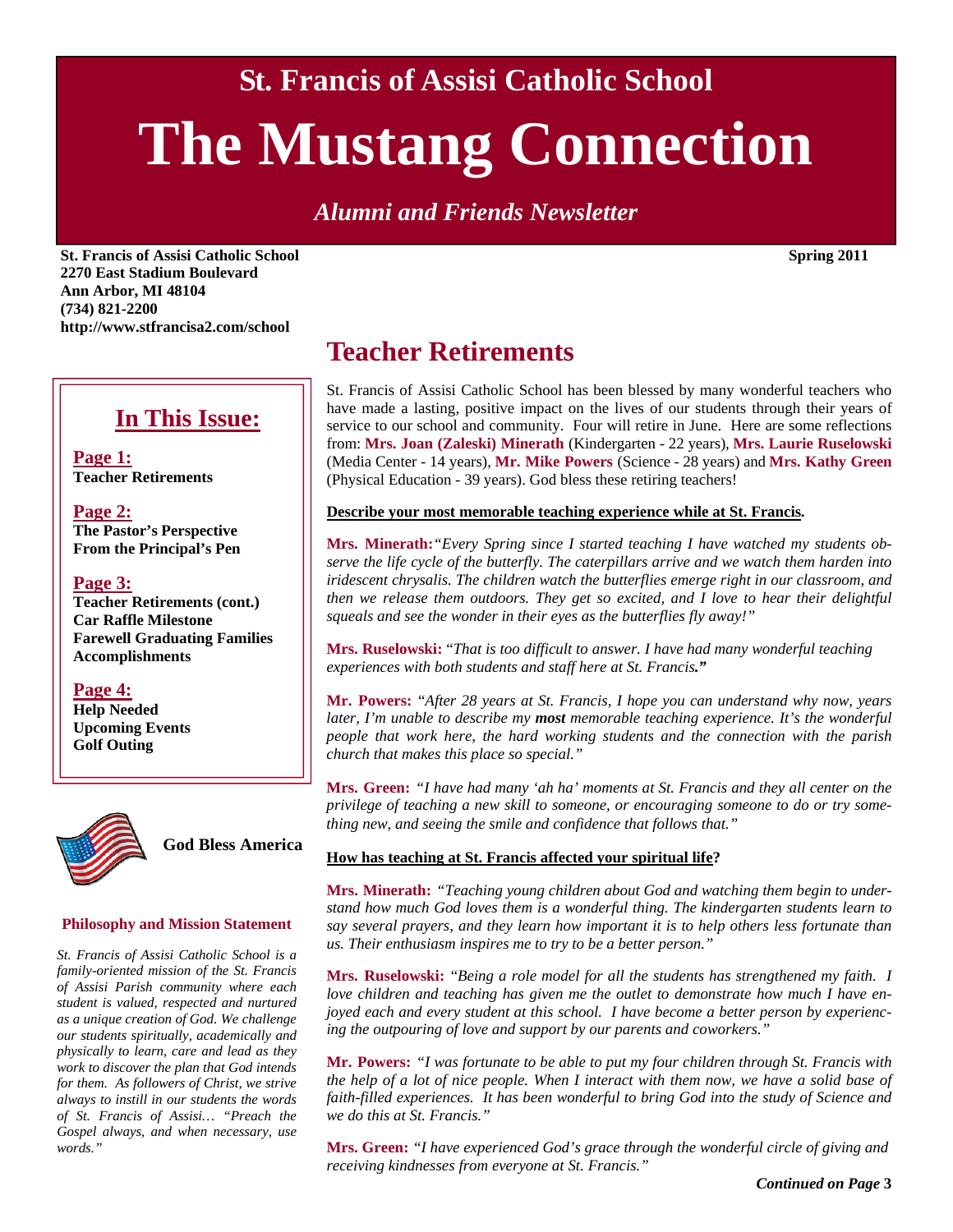# St. Francis of Assisi Catholic School

# The Mustang Connection

*Alumni and Friends Newsletter*

**St. Francis of Assisi Catholic School**
**2270 East Stadium Boulevard**
**Ann Arbor, MI 48104**
**(734) 821-2200**
**http://www.stfrancisa2.com/school**

**Spring 2011**

## In This Issue:

**Page 1:**
**Teacher Retirements**

**Page 2:**
**The Pastor's Perspective**
**From the Principal's Pen**

**Page 3:**
**Teacher Retirements (cont.)**
**Car Raffle Milestone**
**Farewell Graduating Families**
**Accomplishments**

**Page 4:**
**Help Needed**
**Upcoming Events**
**Golf Outing**

**God Bless America**

**Philosophy and Mission Statement**

*St. Francis of Assisi Catholic School is a family-oriented mission of the St. Francis of Assisi Parish community where each student is valued, respected and nurtured as a unique creation of God. We challenge our students spiritually, academically and physically to learn, care and lead as they work to discover the plan that God intends for them. As followers of Christ, we strive always to instill in our students the words of St. Francis of Assisi… "Preach the Gospel always, and when necessary, use words."*

## Teacher Retirements

St. Francis of Assisi Catholic School has been blessed by many wonderful teachers who have made a lasting, positive impact on the lives of our students through their years of service to our school and community. Four will retire in June. Here are some reflections from: **Mrs. Joan (Zaleski) Minerath** (Kindergarten - 22 years), **Mrs. Laurie Ruselowski** (Media Center - 14 years), **Mr. Mike Powers** (Science - 28 years) and **Mrs. Kathy Green** (Physical Education - 39 years). God bless these retiring teachers!

**Describe your most memorable teaching experience while at St. Francis.**

**Mrs. Minerath:** *"Every Spring since I started teaching I have watched my students observe the life cycle of the butterfly. The caterpillars arrive and we watch them harden into iridescent chrysalis. The children watch the butterflies emerge right in our classroom, and then we release them outdoors. They get so excited, and I love to hear their delightful squeals and see the wonder in their eyes as the butterflies fly away!"*

**Mrs. Ruselowski:** *"That is too difficult to answer. I have had many wonderful teaching experiences with both students and staff here at St. Francis."*

**Mr. Powers:** *"After 28 years at St. Francis, I hope you can understand why now, years later, I'm unable to describe my **most** memorable teaching experience. It's the wonderful people that work here, the hard working students and the connection with the parish church that makes this place so special."*

**Mrs. Green:** *"I have had many 'ah ha' moments at St. Francis and they all center on the privilege of teaching a new skill to someone, or encouraging someone to do or try something new, and seeing the smile and confidence that follows that."*

**How has teaching at St. Francis affected your spiritual life?**

**Mrs. Minerath:** *"Teaching young children about God and watching them begin to understand how much God loves them is a wonderful thing. The kindergarten students learn to say several prayers, and they learn how important it is to help others less fortunate than us. Their enthusiasm inspires me to try to be a better person."*

**Mrs. Ruselowski:** *"Being a role model for all the students has strengthened my faith. I love children and teaching has given me the outlet to demonstrate how much I have enjoyed each and every student at this school. I have become a better person by experiencing the outpouring of love and support by our parents and coworkers."*

**Mr. Powers:** *"I was fortunate to be able to put my four children through St. Francis with the help of a lot of nice people. When I interact with them now, we have a solid base of faith-filled experiences. It has been wonderful to bring God into the study of Science and we do this at St. Francis."*

**Mrs. Green:** *"I have experienced God's grace through the wonderful circle of giving and receiving kindnesses from everyone at St. Francis."*

***Continued on Page 3***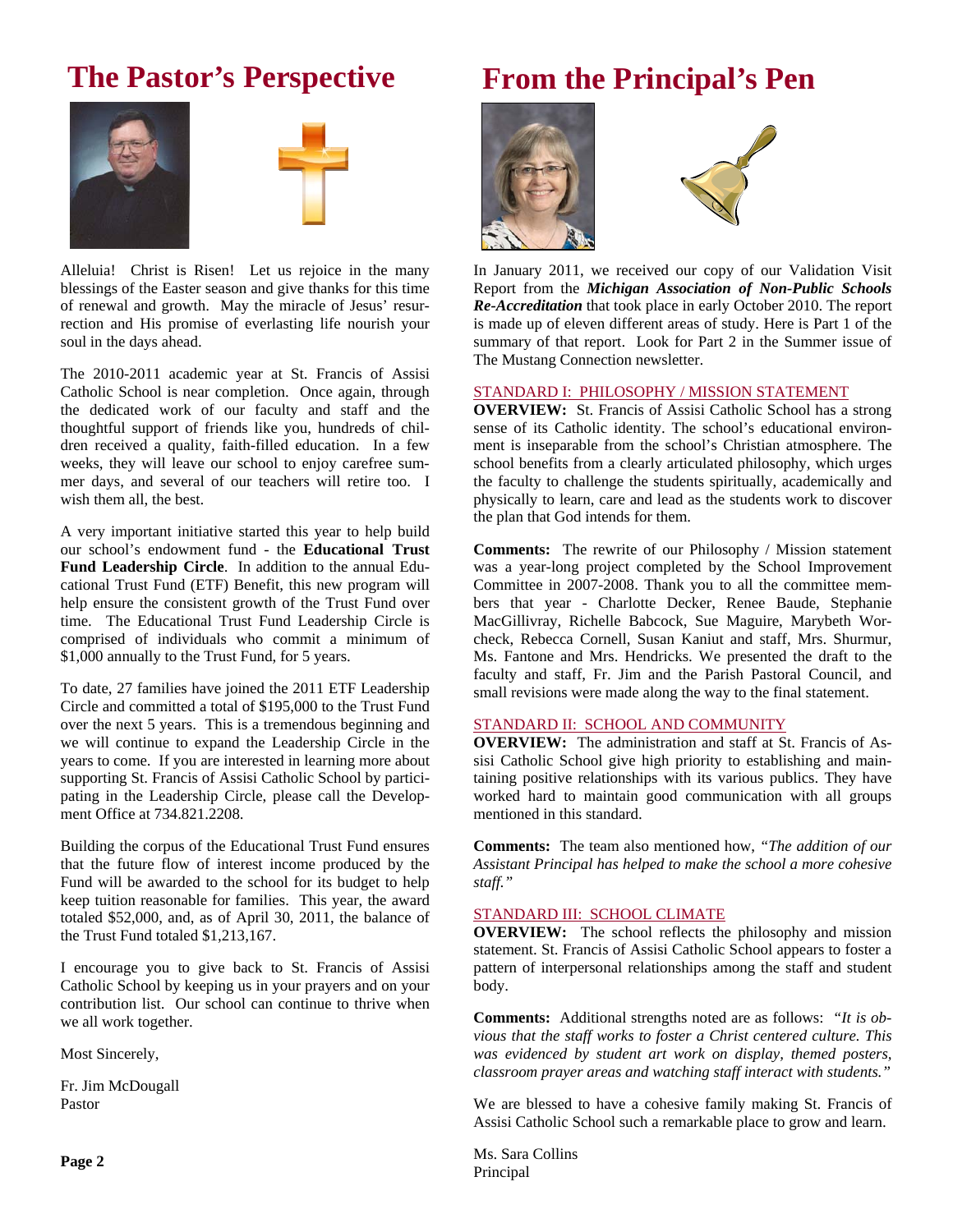# The Pastor's Perspective

Alleluia! Christ is Risen! Let us rejoice in the many blessings of the Easter season and give thanks for this time of renewal and growth. May the miracle of Jesus' resurrection and His promise of everlasting life nourish your soul in the days ahead.

The 2010-2011 academic year at St. Francis of Assisi Catholic School is near completion. Once again, through the dedicated work of our faculty and staff and the thoughtful support of friends like you, hundreds of children received a quality, faith-filled education. In a few weeks, they will leave our school to enjoy carefree summer days, and several of our teachers will retire too. I wish them all, the best.

A very important initiative started this year to help build our school's endowment fund - the **Educational Trust Fund Leadership Circle**. In addition to the annual Educational Trust Fund (ETF) Benefit, this new program will help ensure the consistent growth of the Trust Fund over time. The Educational Trust Fund Leadership Circle is comprised of individuals who commit a minimum of $1,000 annually to the Trust Fund, for 5 years.

To date, 27 families have joined the 2011 ETF Leadership Circle and committed a total of $195,000 to the Trust Fund over the next 5 years. This is a tremendous beginning and we will continue to expand the Leadership Circle in the years to come. If you are interested in learning more about supporting St. Francis of Assisi Catholic School by participating in the Leadership Circle, please call the Development Office at 734.821.2208.

Building the corpus of the Educational Trust Fund ensures that the future flow of interest income produced by the Fund will be awarded to the school for its budget to help keep tuition reasonable for families. This year, the award totaled $52,000, and, as of April 30, 2011, the balance of the Trust Fund totaled $1,213,167.

I encourage you to give back to St. Francis of Assisi Catholic School by keeping us in your prayers and on your contribution list. Our school can continue to thrive when we all work together.

Most Sincerely,

Fr. Jim McDougall
Pastor

# From the Principal's Pen

In January 2011, we received our copy of our Validation Visit Report from the ***Michigan Association of Non-Public Schools Re-Accreditation*** that took place in early October 2010. The report is made up of eleven different areas of study. Here is Part 1 of the summary of that report. Look for Part 2 in the Summer issue of The Mustang Connection newsletter.

## STANDARD I: PHILOSOPHY / MISSION STATEMENT

**OVERVIEW:** St. Francis of Assisi Catholic School has a strong sense of its Catholic identity. The school's educational environment is inseparable from the school's Christian atmosphere. The school benefits from a clearly articulated philosophy, which urges the faculty to challenge the students spiritually, academically and physically to learn, care and lead as the students work to discover the plan that God intends for them.

**Comments:** The rewrite of our Philosophy / Mission statement was a year-long project completed by the School Improvement Committee in 2007-2008. Thank you to all the committee members that year - Charlotte Decker, Renee Baude, Stephanie MacGillivray, Richelle Babcock, Sue Maguire, Marybeth Worcheck, Rebecca Cornell, Susan Kaniut and staff, Mrs. Shurmur, Ms. Fantone and Mrs. Hendricks. We presented the draft to the faculty and staff, Fr. Jim and the Parish Pastoral Council, and small revisions were made along the way to the final statement.

## STANDARD II: SCHOOL AND COMMUNITY

**OVERVIEW:** The administration and staff at St. Francis of Assisi Catholic School give high priority to establishing and maintaining positive relationships with its various publics. They have worked hard to maintain good communication with all groups mentioned in this standard.

**Comments:** The team also mentioned how, *"The addition of our Assistant Principal has helped to make the school a more cohesive staff."*

## STANDARD III: SCHOOL CLIMATE

**OVERVIEW:** The school reflects the philosophy and mission statement. St. Francis of Assisi Catholic School appears to foster a pattern of interpersonal relationships among the staff and student body.

**Comments:** Additional strengths noted are as follows: *"It is obvious that the staff works to foster a Christ centered culture. This was evidenced by student art work on display, themed posters, classroom prayer areas and watching staff interact with students."*

We are blessed to have a cohesive family making St. Francis of Assisi Catholic School such a remarkable place to grow and learn.

Ms. Sara Collins
Principal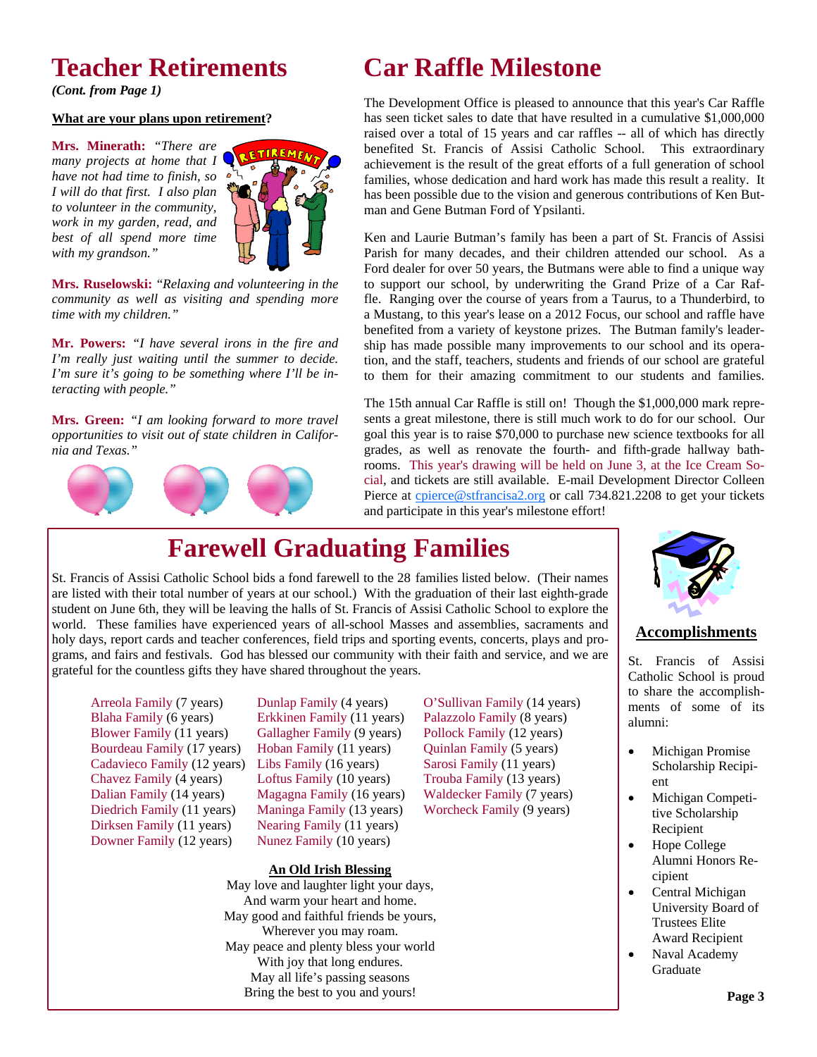# Teacher Retirements

*(Cont. from Page 1)*

**What are your plans upon retirement?**

**Mrs. Minerath:** *"There are many projects at home that I have not had time to finish, so I will do that first. I also plan to volunteer in the community, work in my garden, read, and best of all spend more time with my grandson."*

**Mrs. Ruselowski:** *"Relaxing and volunteering in the community as well as visiting and spending more time with my children."*

**Mr. Powers:** *"I have several irons in the fire and I'm really just waiting until the summer to decide. I'm sure it's going to be something where I'll be interacting with people."*

**Mrs. Green:** *"I am looking forward to more travel opportunities to visit out of state children in California and Texas."*

# Car Raffle Milestone

The Development Office is pleased to announce that this year's Car Raffle has seen ticket sales to date that have resulted in a cumulative $1,000,000 raised over a total of 15 years and car raffles -- all of which has directly benefited St. Francis of Assisi Catholic School. This extraordinary achievement is the result of the great efforts of a full generation of school families, whose dedication and hard work has made this result a reality. It has been possible due to the vision and generous contributions of Ken Butman and Gene Butman Ford of Ypsilanti.

Ken and Laurie Butman's family has been a part of St. Francis of Assisi Parish for many decades, and their children attended our school. As a Ford dealer for over 50 years, the Butmans were able to find a unique way to support our school, by underwriting the Grand Prize of a Car Raffle. Ranging over the course of years from a Taurus, to a Thunderbird, to a Mustang, to this year's lease on a 2012 Focus, our school and raffle have benefited from a variety of keystone prizes. The Butman family's leadership has made possible many improvements to our school and its operation, and the staff, teachers, students and friends of our school are grateful to them for their amazing commitment to our students and families.

The 15th annual Car Raffle is still on! Though the $1,000,000 mark represents a great milestone, there is still much work to do for our school. Our goal this year is to raise $70,000 to purchase new science textbooks for all grades, as well as renovate the fourth- and fifth-grade hallway bathrooms. This year's drawing will be held on June 3, at the Ice Cream Social, and tickets are still available. E-mail Development Director Colleen Pierce at cpierce@stfrancisa2.org or call 734.821.2208 to get your tickets and participate in this year's milestone effort!

# Farewell Graduating Families

St. Francis of Assisi Catholic School bids a fond farewell to the 28 families listed below. (Their names are listed with their total number of years at our school.) With the graduation of their last eighth-grade student on June 6th, they will be leaving the halls of St. Francis of Assisi Catholic School to explore the world. These families have experienced years of all-school Masses and assemblies, sacraments and holy days, report cards and teacher conferences, field trips and sporting events, concerts, plays and programs, and fairs and festivals. God has blessed our community with their faith and service, and we are grateful for the countless gifts they have shared throughout the years.

- Arreola Family (7 years)
- Blaha Family (6 years)
- Blower Family (11 years)
- Bourdeau Family (17 years)
- Cadavieco Family (12 years)
- Chavez Family (4 years)
- Dalian Family (14 years)
- Diedrich Family (11 years)
- Dirksen Family (11 years)
- Downer Family (12 years)
- Dunlap Family (4 years)
- Erkkinen Family (11 years)
- Gallagher Family (9 years)
- Hoban Family (11 years)
- Libs Family (16 years)
- Loftus Family (10 years)
- Magagna Family (16 years)
- Maninga Family (13 years)
- Nearing Family (11 years)
- Nunez Family (10 years)
- O'Sullivan Family (14 years)
- Palazzolo Family (8 years)
- Pollock Family (12 years)
- Quinlan Family (5 years)
- Sarosi Family (11 years)
- Trouba Family (13 years)
- Waldecker Family (7 years)
- Worcheck Family (9 years)

**An Old Irish Blessing**

May love and laughter light your days,
And warm your heart and home.
May good and faithful friends be yours,
Wherever you may roam.
May peace and plenty bless your world
With joy that long endures.
May all life's passing seasons
Bring the best to you and yours!

## Accomplishments

St. Francis of Assisi Catholic School is proud to share the accomplishments of some of its alumni:

- Michigan Promise Scholarship Recipient
- Michigan Competitive Scholarship Recipient
- Hope College Alumni Honors Recipient
- Central Michigan University Board of Trustees Elite Award Recipient
- Naval Academy Graduate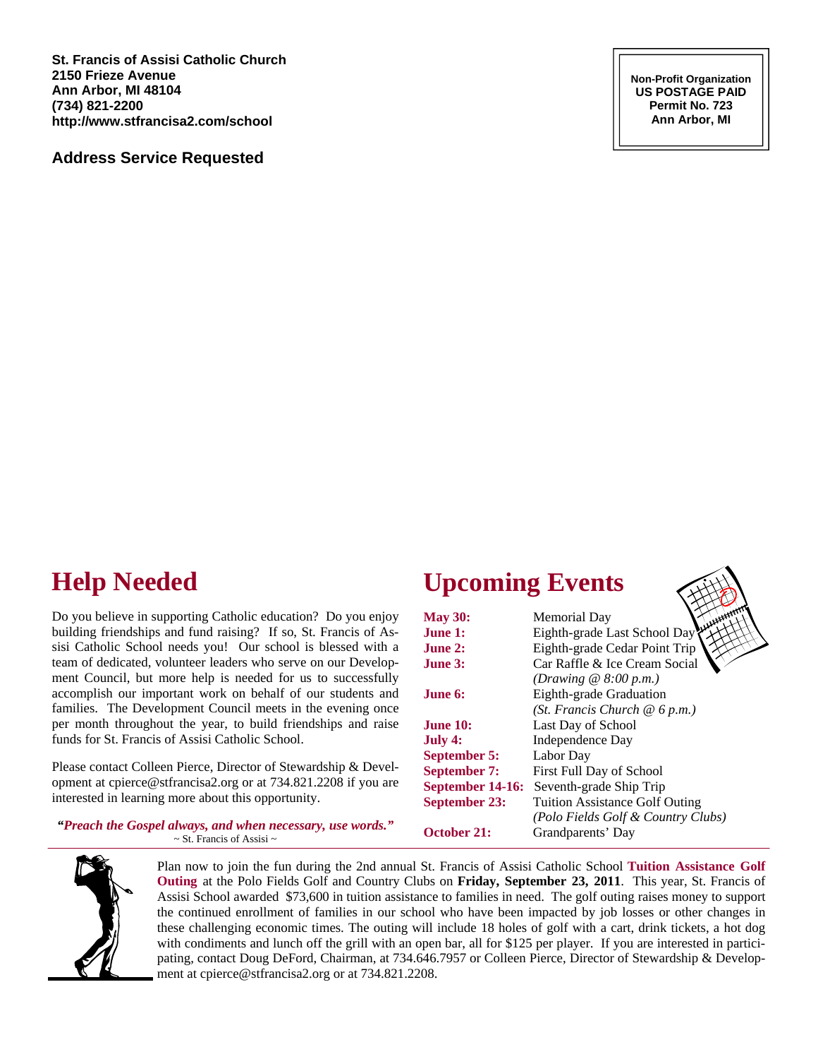**St. Francis of Assisi Catholic Church**
**2150 Frieze Avenue**
**Ann Arbor, MI 48104**
**(734) 821-2200**
**http://www.stfrancisa2.com/school**

**Address Service Requested**

**Non-Profit Organization**
**US POSTAGE PAID**
**Permit No. 723**
**Ann Arbor, MI**

# Help Needed

Do you believe in supporting Catholic education? Do you enjoy building friendships and fund raising? If so, St. Francis of Assisi Catholic School needs you! Our school is blessed with a team of dedicated, volunteer leaders who serve on our Development Council, but more help is needed for us to successfully accomplish our important work on behalf of our students and families. The Development Council meets in the evening once per month throughout the year, to build friendships and raise funds for St. Francis of Assisi Catholic School.

Please contact Colleen Pierce, Director of Stewardship & Development at cpierce@stfrancisa2.org or at 734.821.2208 if you are interested in learning more about this opportunity.

***"Preach the Gospel always, and when necessary, use words."***
~ St. Francis of Assisi ~

# Upcoming Events

| | |
|---|---|
| **May 30:** | Memorial Day |
| **June 1:** | Eighth-grade Last School Day |
| **June 2:** | Eighth-grade Cedar Point Trip |
| **June 3:** | Car Raffle & Ice Cream Social *(Drawing @ 8:00 p.m.)* |
| **June 6:** | Eighth-grade Graduation *(St. Francis Church @ 6 p.m.)* |
| **June 10:** | Last Day of School |
| **July 4:** | Independence Day |
| **September 5:** | Labor Day |
| **September 7:** | First Full Day of School |
| **September 14-16:** | Seventh-grade Ship Trip |
| **September 23:** | Tuition Assistance Golf Outing *(Polo Fields Golf & Country Clubs)* |
| **October 21:** | Grandparents' Day |

Plan now to join the fun during the 2nd annual St. Francis of Assisi Catholic School **Tuition Assistance Golf Outing** at the Polo Fields Golf and Country Clubs on **Friday, September 23, 2011**. This year, St. Francis of Assisi School awarded $73,600 in tuition assistance to families in need. The golf outing raises money to support the continued enrollment of families in our school who have been impacted by job losses or other changes in these challenging economic times. The outing will include 18 holes of golf with a cart, drink tickets, a hot dog with condiments and lunch off the grill with an open bar, all for $125 per player. If you are interested in participating, contact Doug DeFord, Chairman, at 734.646.7957 or Colleen Pierce, Director of Stewardship & Development at cpierce@stfrancisa2.org or at 734.821.2208.